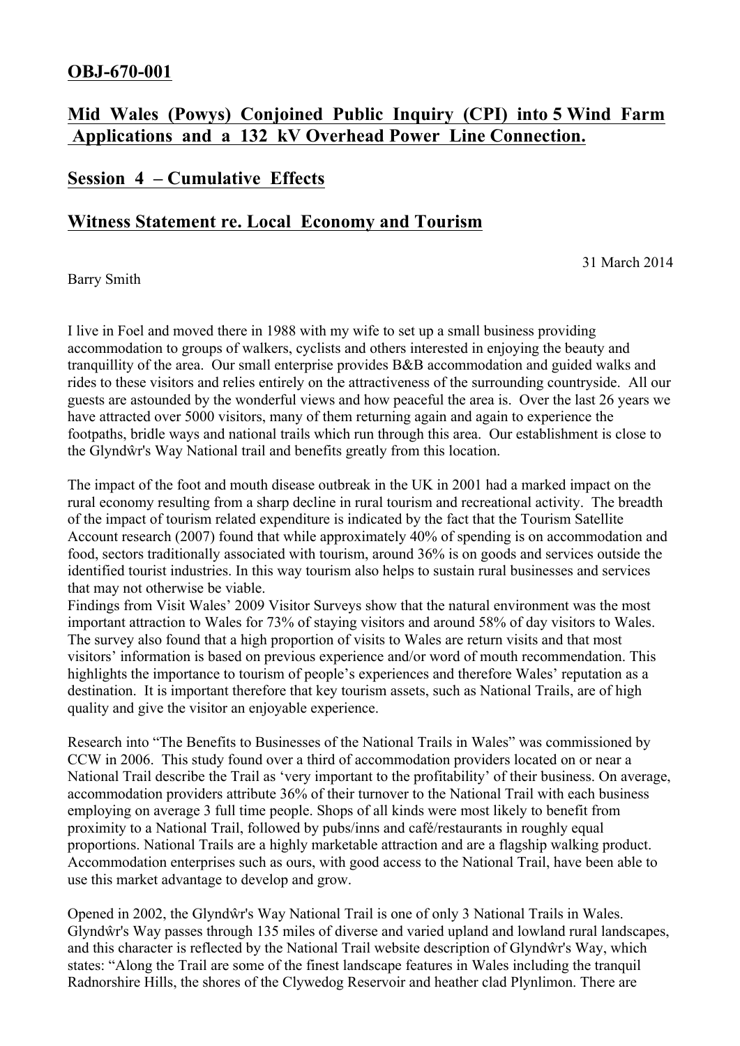## OBJ-670-001

## Mid Wales (Powys) Conjoined Public Inquiry (CPI) into 5 Wind Farm Applications and a 132 kV Overhead Power Line Connection.

## Session 4 – Cumulative Effects

## Witness Statement re. Local Economy and Tourism

31 March 2014

Barry Smith

I live in Foel and moved there in 1988 with my wife to set up a small business providing accommodation to groups of walkers, cyclists and others interested in enjoying the beauty and tranquillity of the area. Our small enterprise provides B&B accommodation and guided walks and rides to these visitors and relies entirely on the attractiveness of the surrounding countryside. All our guests are astounded by the wonderful views and how peaceful the area is. Over the last 26 years we have attracted over 5000 visitors, many of them returning again and again to experience the footpaths, bridle ways and national trails which run through this area. Our establishment is close to the Glyndŵr's Way National trail and benefits greatly from this location.

The impact of the foot and mouth disease outbreak in the UK in 2001 had a marked impact on the rural economy resulting from a sharp decline in rural tourism and recreational activity. The breadth of the impact of tourism related expenditure is indicated by the fact that the Tourism Satellite Account research (2007) found that while approximately 40% of spending is on accommodation and food, sectors traditionally associated with tourism, around 36% is on goods and services outside the identified tourist industries. In this way tourism also helps to sustain rural businesses and services that may not otherwise be viable.

Findings from Visit Wales' 2009 Visitor Surveys show that the natural environment was the most important attraction to Wales for 73% of staying visitors and around 58% of day visitors to Wales. The survey also found that a high proportion of visits to Wales are return visits and that most visitors' information is based on previous experience and/or word of mouth recommendation. This highlights the importance to tourism of people's experiences and therefore Wales' reputation as a destination. It is important therefore that key tourism assets, such as National Trails, are of high quality and give the visitor an enjoyable experience.

Research into "The Benefits to Businesses of the National Trails in Wales" was commissioned by CCW in 2006. This study found over a third of accommodation providers located on or near a National Trail describe the Trail as 'very important to the profitability' of their business. On average, accommodation providers attribute 36% of their turnover to the National Trail with each business employing on average 3 full time people. Shops of all kinds were most likely to benefit from proximity to a National Trail, followed by pubs/inns and café/restaurants in roughly equal proportions. National Trails are a highly marketable attraction and are a flagship walking product. Accommodation enterprises such as ours, with good access to the National Trail, have been able to use this market advantage to develop and grow.

Opened in 2002, the Glyndŵr's Way National Trail is one of only 3 National Trails in Wales. Glyndŵr's Way passes through 135 miles of diverse and varied upland and lowland rural landscapes, and this character is reflected by the National Trail website description of Glyndŵr's Way, which states: "Along the Trail are some of the finest landscape features in Wales including the tranquil Radnorshire Hills, the shores of the Clywedog Reservoir and heather clad Plynlimon. There are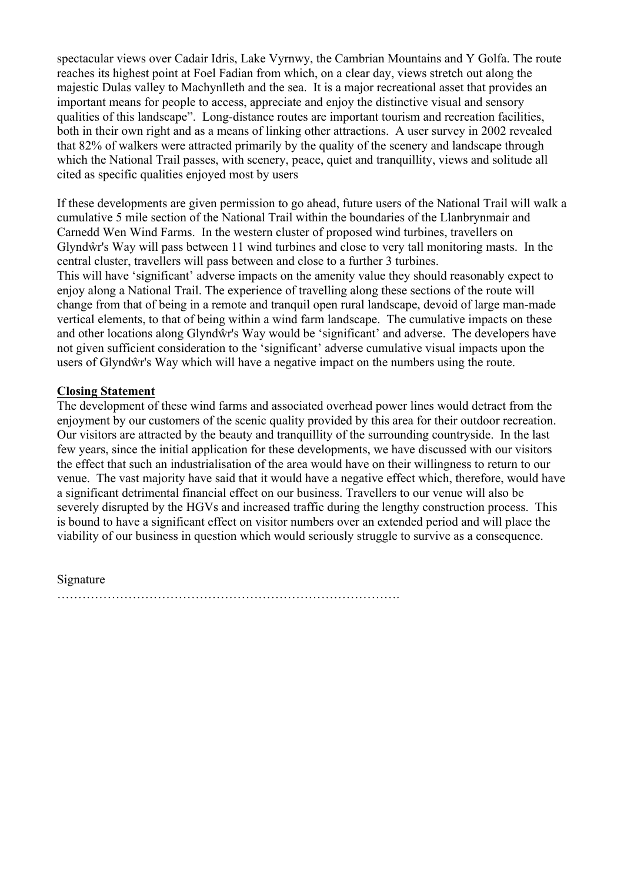spectacular views over Cadair Idris, Lake Vyrnwy, the Cambrian Mountains and Y Golfa. The route reaches its highest point at Foel Fadian from which, on a clear day, views stretch out along the majestic Dulas valley to Machynlleth and the sea. It is a major recreational asset that provides an important means for people to access, appreciate and enjoy the distinctive visual and sensory qualities of this landscape". Long-distance routes are important tourism and recreation facilities, both in their own right and as a means of linking other attractions. A user survey in 2002 revealed that 82% of walkers were attracted primarily by the quality of the scenery and landscape through which the National Trail passes, with scenery, peace, quiet and tranquillity, views and solitude all cited as specific qualities enjoyed most by users

If these developments are given permission to go ahead, future users of the National Trail will walk a cumulative 5 mile section of the National Trail within the boundaries of the Llanbrynmair and Carnedd Wen Wind Farms. In the western cluster of proposed wind turbines, travellers on Glyndŵr's Way will pass between 11 wind turbines and close to very tall monitoring masts. In the central cluster, travellers will pass between and close to a further 3 turbines.
This will have 'significant' adverse impacts on the amenity value they should reasonably expect to enjoy along a National Trail. The experience of travelling along these sections of the route will change from that of being in a remote and tranquil open rural landscape, devoid of large man-made vertical elements, to that of being within a wind farm landscape. The cumulative impacts on these and other locations along Glyndŵr's Way would be 'significant' and adverse. The developers have not given sufficient consideration to the 'significant' adverse cumulative visual impacts upon the users of Glyndŵr's Way which will have a negative impact on the numbers using the route.

**Closing Statement**

The development of these wind farms and associated overhead power lines would detract from the enjoyment by our customers of the scenic quality provided by this area for their outdoor recreation. Our visitors are attracted by the beauty and tranquillity of the surrounding countryside. In the last few years, since the initial application for these developments, we have discussed with our visitors the effect that such an industrialisation of the area would have on their willingness to return to our venue. The vast majority have said that it would have a negative effect which, therefore, would have a significant detrimental financial effect on our business. Travellers to our venue will also be severely disrupted by the HGVs and increased traffic during the lengthy construction process. This is bound to have a significant effect on visitor numbers over an extended period and will place the viability of our business in question which would seriously struggle to survive as a consequence.

Signature

…………………………………………………………………….